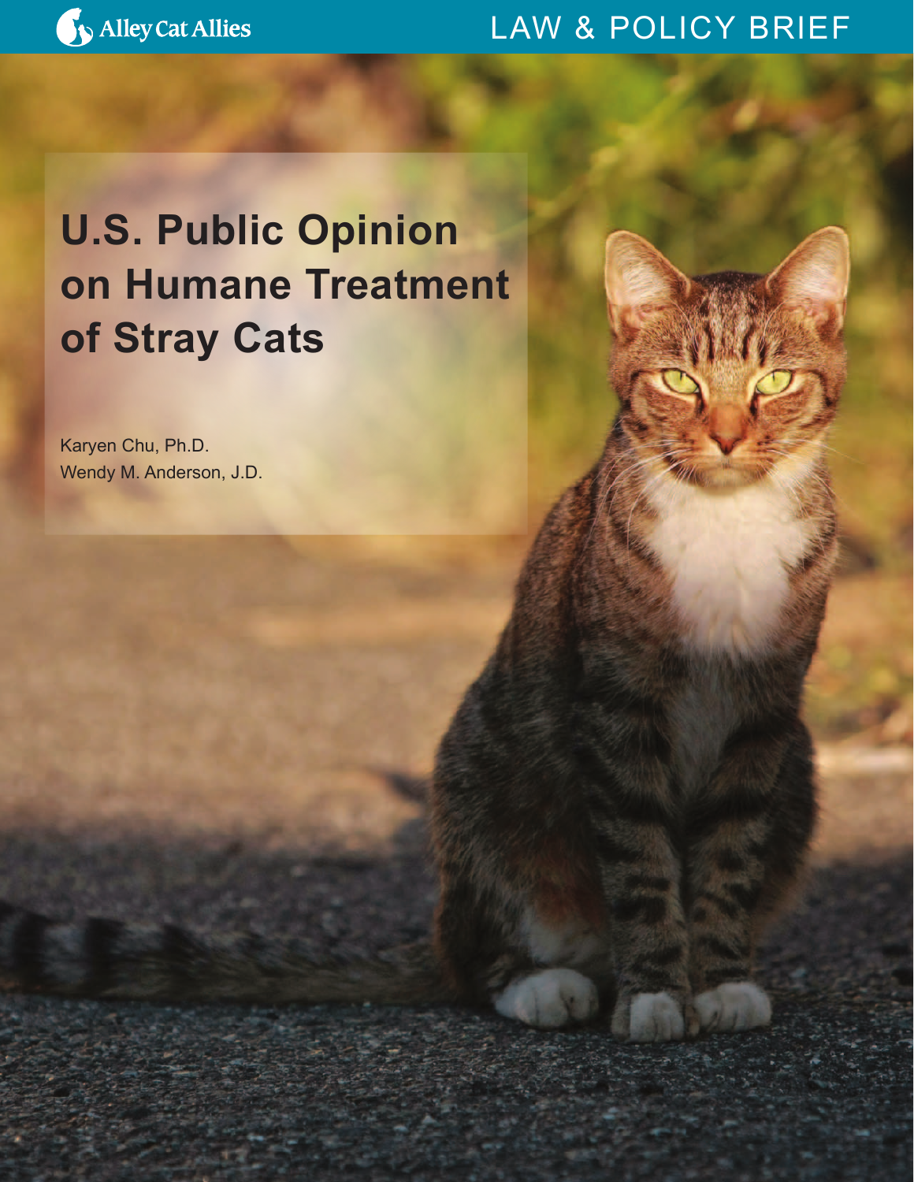Alley Cat Allies

LAW & POLICY BRIEF

# U.S. Public Opinion on Humane Treatment of Stray Cats

Karyen Chu, Ph.D.
Wendy M. Anderson, J.D.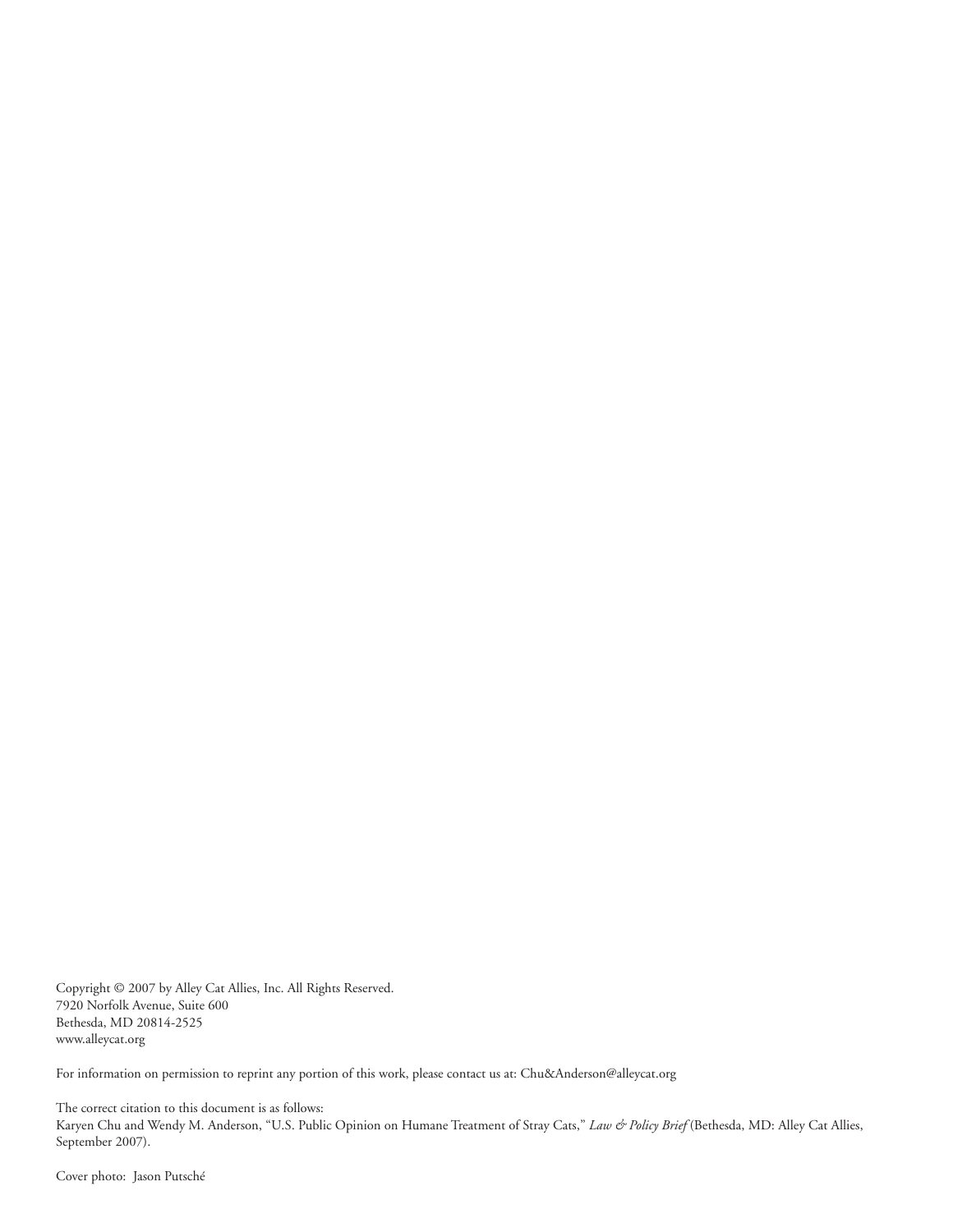Copyright © 2007 by Alley Cat Allies, Inc. All Rights Reserved.
7920 Norfolk Avenue, Suite 600
Bethesda, MD 20814-2525
www.alleycat.org

For information on permission to reprint any portion of this work, please contact us at: Chu&Anderson@alleycat.org

The correct citation to this document is as follows:
Karyen Chu and Wendy M. Anderson, "U.S. Public Opinion on Humane Treatment of Stray Cats," *Law & Policy Brief* (Bethesda, MD: Alley Cat Allies, September 2007).

Cover photo: Jason Putsché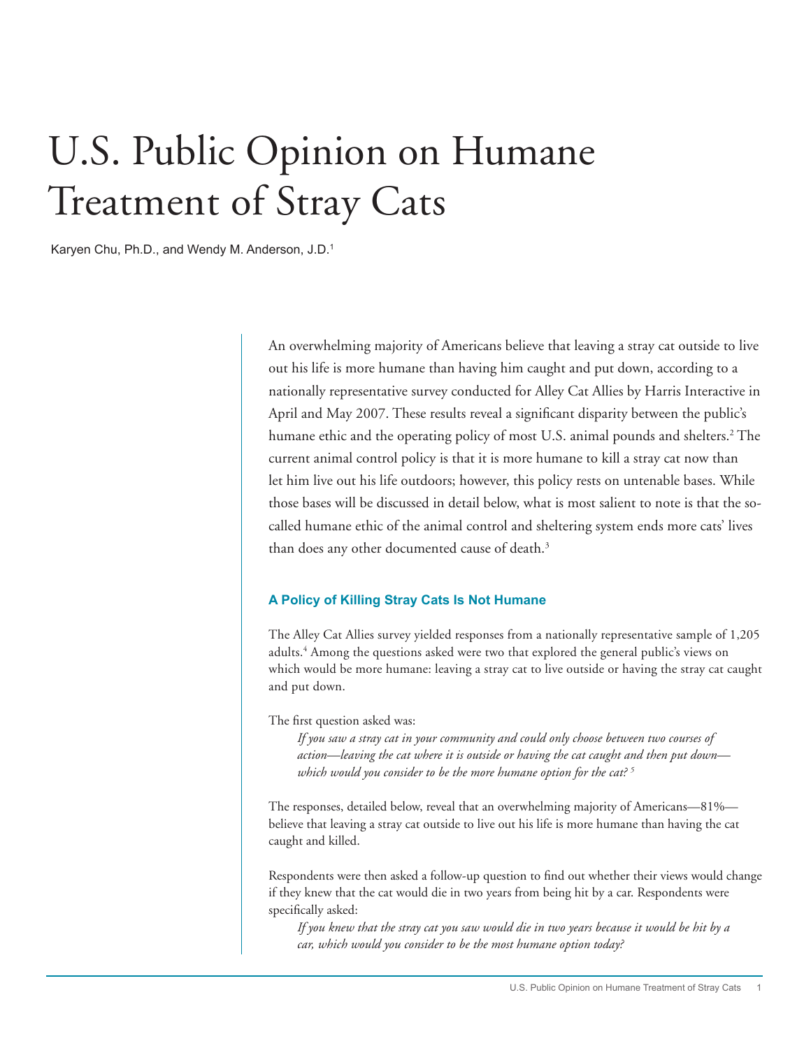# U.S. Public Opinion on Humane Treatment of Stray Cats

Karyen Chu, Ph.D., and Wendy M. Anderson, J.D.[1]

An overwhelming majority of Americans believe that leaving a stray cat outside to live out his life is more humane than having him caught and put down, according to a nationally representative survey conducted for Alley Cat Allies by Harris Interactive in April and May 2007. These results reveal a significant disparity between the public's humane ethic and the operating policy of most U.S. animal pounds and shelters.[2] The current animal control policy is that it is more humane to kill a stray cat now than let him live out his life outdoors; however, this policy rests on untenable bases. While those bases will be discussed in detail below, what is most salient to note is that the so-called humane ethic of the animal control and sheltering system ends more cats' lives than does any other documented cause of death.[3]

### A Policy of Killing Stray Cats Is Not Humane

The Alley Cat Allies survey yielded responses from a nationally representative sample of 1,205 adults.[4] Among the questions asked were two that explored the general public's views on which would be more humane: leaving a stray cat to live outside or having the stray cat caught and put down.

The first question asked was:

> *If you saw a stray cat in your community and could only choose between two courses of action—leaving the cat where it is outside or having the cat caught and then put down—which would you consider to be the more humane option for the cat?* [5]

The responses, detailed below, reveal that an overwhelming majority of Americans—81%—believe that leaving a stray cat outside to live out his life is more humane than having the cat caught and killed.

Respondents were then asked a follow-up question to find out whether their views would change if they knew that the cat would die in two years from being hit by a car. Respondents were specifically asked:

> *If you knew that the stray cat you saw would die in two years because it would be hit by a car, which would you consider to be the most humane option today?*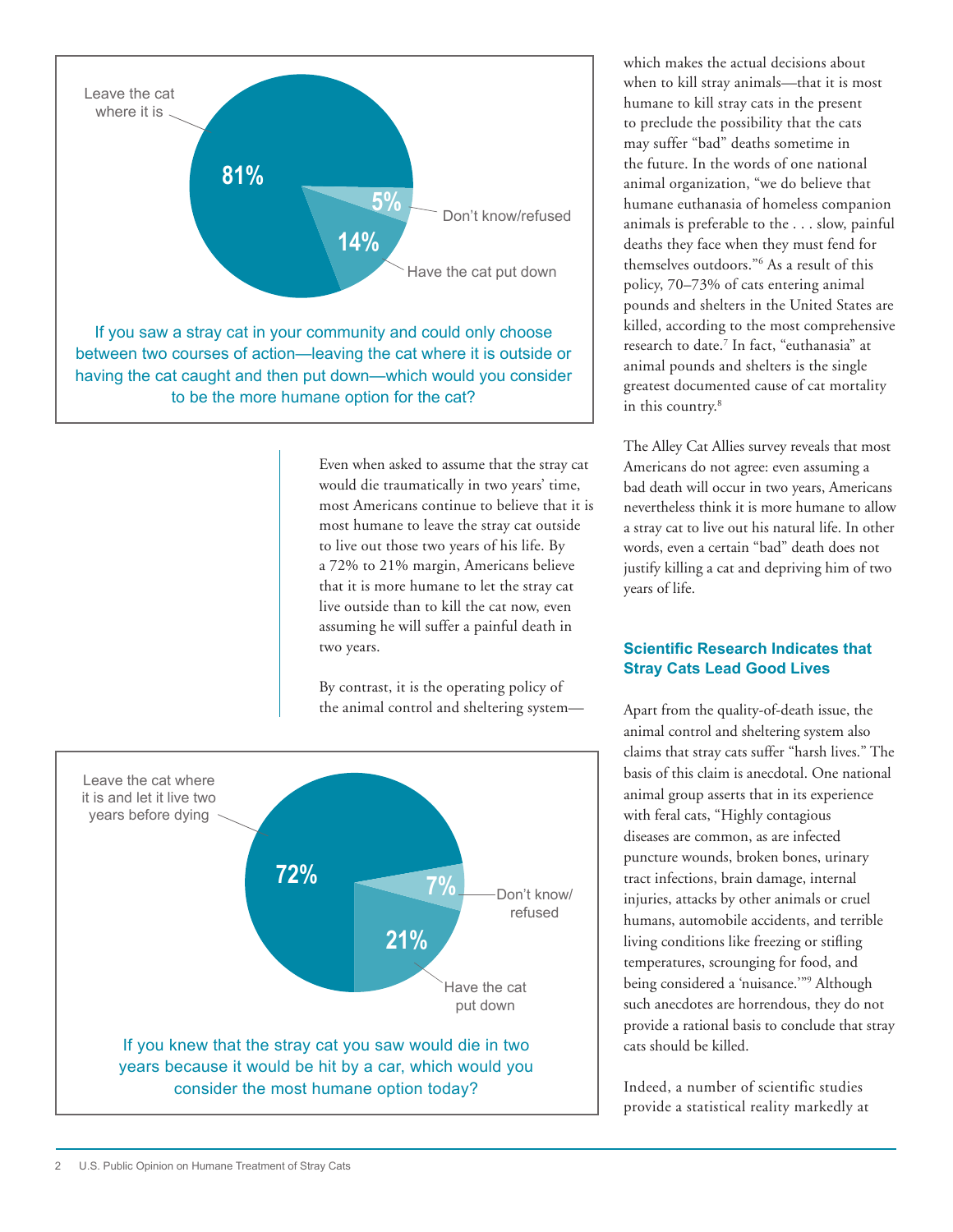Leave the cat where it is — 81%

Don't know/refused — 5%

Have the cat put down — 14%

If you saw a stray cat in your community and could only choose between two courses of action—leaving the cat where it is outside or having the cat caught and then put down—which would you consider to be the more humane option for the cat?

Even when asked to assume that the stray cat would die traumatically in two years' time, most Americans continue to believe that it is most humane to leave the stray cat outside to live out those two years of his life. By a 72% to 21% margin, Americans believe that it is more humane to let the stray cat live outside than to kill the cat now, even assuming he will suffer a painful death in two years.

By contrast, it is the operating policy of the animal control and sheltering system—which makes the actual decisions about when to kill stray animals—that it is most humane to kill stray cats in the present to preclude the possibility that the cats may suffer "bad" deaths sometime in the future. In the words of one national animal organization, "we do believe that humane euthanasia of homeless companion animals is preferable to the . . . slow, painful deaths they face when they must fend for themselves outdoors."[6] As a result of this policy, 70–73% of cats entering animal pounds and shelters in the United States are killed, according to the most comprehensive research to date.[7] In fact, "euthanasia" at animal pounds and shelters is the single greatest documented cause of cat mortality in this country.[8]

Leave the cat where it is and let it live two years before dying — 72%

Don't know/refused — 7%

Have the cat put down — 21%

If you knew that the stray cat you saw would die in two years because it would be hit by a car, which would you consider the most humane option today?

The Alley Cat Allies survey reveals that most Americans do not agree: even assuming a bad death will occur in two years, Americans nevertheless think it is more humane to allow a stray cat to live out his natural life. In other words, even a certain "bad" death does not justify killing a cat and depriving him of two years of life.

## Scientific Research Indicates that Stray Cats Lead Good Lives

Apart from the quality-of-death issue, the animal control and sheltering system also claims that stray cats suffer "harsh lives." The basis of this claim is anecdotal. One national animal group asserts that in its experience with feral cats, "Highly contagious diseases are common, as are infected puncture wounds, broken bones, urinary tract infections, brain damage, internal injuries, attacks by other animals or cruel humans, automobile accidents, and terrible living conditions like freezing or stifling temperatures, scrounging for food, and being considered a 'nuisance.'"[9] Although such anecdotes are horrendous, they do not provide a rational basis to conclude that stray cats should be killed.

Indeed, a number of scientific studies provide a statistical reality markedly at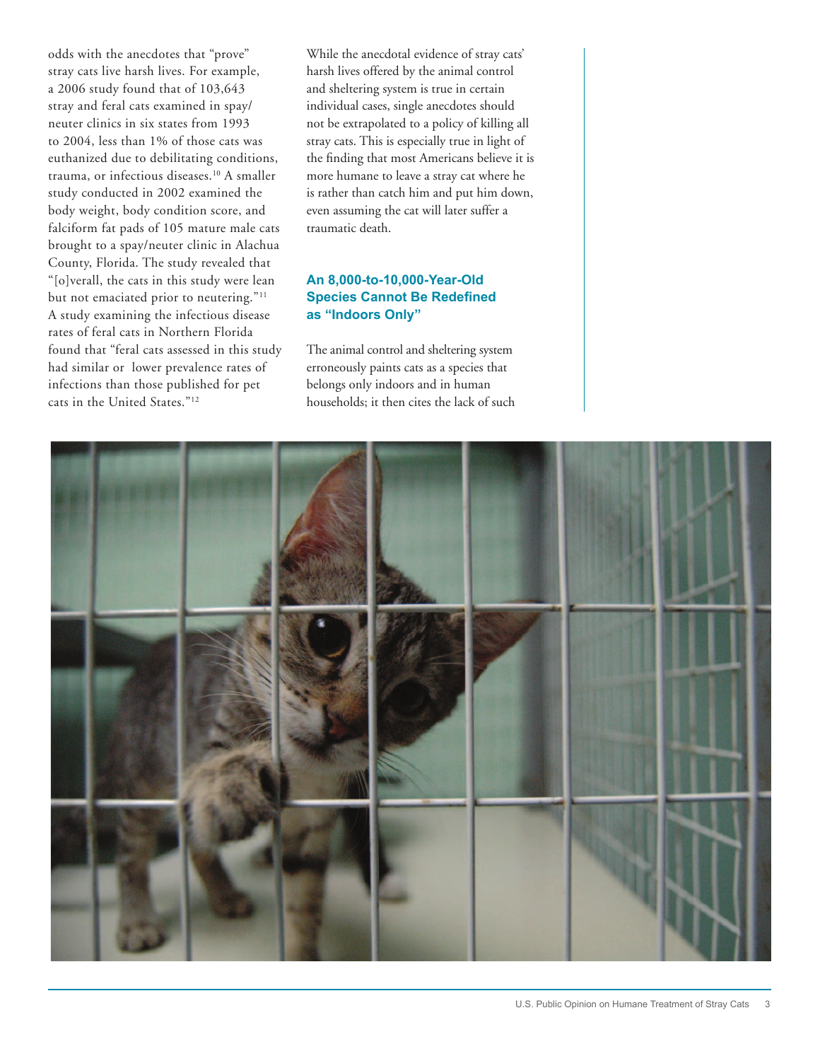odds with the anecdotes that "prove" stray cats live harsh lives. For example, a 2006 study found that of 103,643 stray and feral cats examined in spay/neuter clinics in six states from 1993 to 2004, less than 1% of those cats was euthanized due to debilitating conditions, trauma, or infectious diseases.[10] A smaller study conducted in 2002 examined the body weight, body condition score, and falciform fat pads of 105 mature male cats brought to a spay/neuter clinic in Alachua County, Florida. The study revealed that "[o]verall, the cats in this study were lean but not emaciated prior to neutering."[11] A study examining the infectious disease rates of feral cats in Northern Florida found that "feral cats assessed in this study had similar or lower prevalence rates of infections than those published for pet cats in the United States."[12]

While the anecdotal evidence of stray cats' harsh lives offered by the animal control and sheltering system is true in certain individual cases, single anecdotes should not be extrapolated to a policy of killing all stray cats. This is especially true in light of the finding that most Americans believe it is more humane to leave a stray cat where he is rather than catch him and put him down, even assuming the cat will later suffer a traumatic death.

## An 8,000-to-10,000-Year-Old Species Cannot Be Redefined as "Indoors Only"

The animal control and sheltering system erroneously paints cats as a species that belongs only indoors and in human households; it then cites the lack of such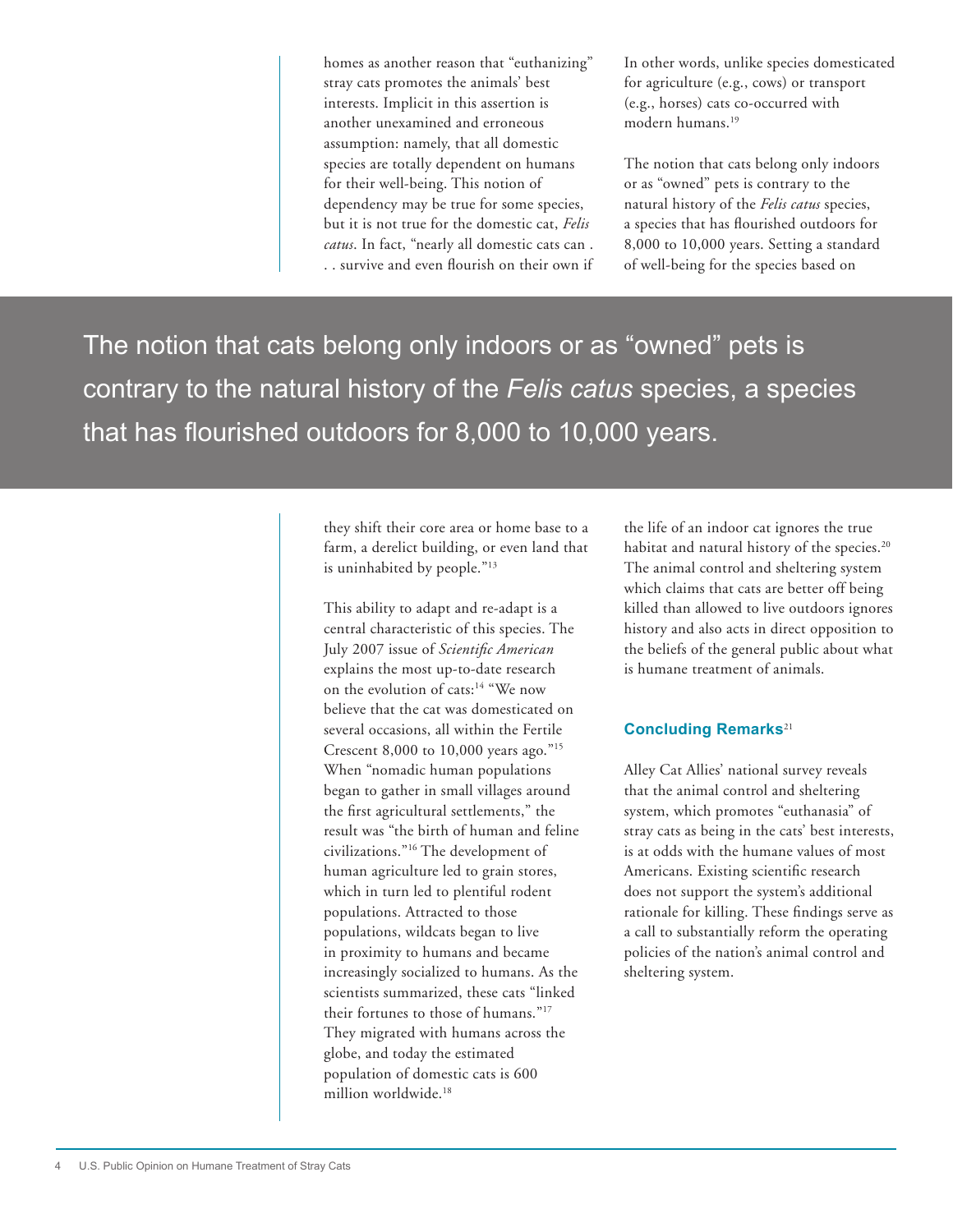homes as another reason that "euthanizing" stray cats promotes the animals' best interests. Implicit in this assertion is another unexamined and erroneous assumption: namely, that all domestic species are totally dependent on humans for their well-being. This notion of dependency may be true for some species, but it is not true for the domestic cat, *Felis catus*. In fact, "nearly all domestic cats can . . . survive and even flourish on their own if they shift their core area or home base to a farm, a derelict building, or even land that is uninhabited by people."[13]

This ability to adapt and re-adapt is a central characteristic of this species. The July 2007 issue of *Scientific American* explains the most up-to-date research on the evolution of cats:[14] "We now believe that the cat was domesticated on several occasions, all within the Fertile Crescent 8,000 to 10,000 years ago."[15] When "nomadic human populations began to gather in small villages around the first agricultural settlements," the result was "the birth of human and feline civilizations."[16] The development of human agriculture led to grain stores, which in turn led to plentiful rodent populations. Attracted to those populations, wildcats began to live in proximity to humans and became increasingly socialized to humans. As the scientists summarized, these cats "linked their fortunes to those of humans."[17] They migrated with humans across the globe, and today the estimated population of domestic cats is 600 million worldwide.[18]

In other words, unlike species domesticated for agriculture (e.g., cows) or transport (e.g., horses) cats co-occurred with modern humans.[19]

The notion that cats belong only indoors or as "owned" pets is contrary to the natural history of the *Felis catus* species, a species that has flourished outdoors for 8,000 to 10,000 years. Setting a standard of well-being for the species based on the life of an indoor cat ignores the true habitat and natural history of the species.[20] The animal control and sheltering system which claims that cats are better off being killed than allowed to live outdoors ignores history and also acts in direct opposition to the beliefs of the general public about what is humane treatment of animals.

> The notion that cats belong only indoors or as "owned" pets is contrary to the natural history of the *Felis catus* species, a species that has flourished outdoors for 8,000 to 10,000 years.

### Concluding Remarks[21]

Alley Cat Allies' national survey reveals that the animal control and sheltering system, which promotes "euthanasia" of stray cats as being in the cats' best interests, is at odds with the humane values of most Americans. Existing scientific research does not support the system's additional rationale for killing. These findings serve as a call to substantially reform the operating policies of the nation's animal control and sheltering system.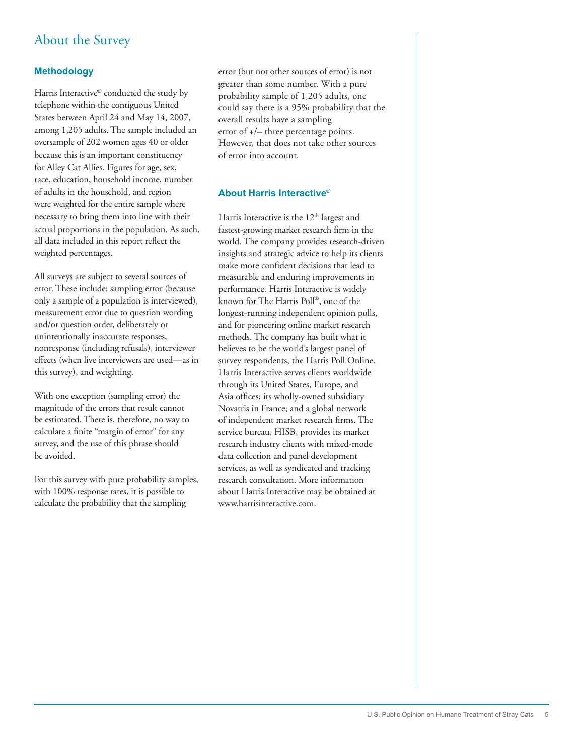# About the Survey

### Methodology

Harris Interactive® conducted the study by telephone within the contiguous United States between April 24 and May 14, 2007, among 1,205 adults. The sample included an oversample of 202 women ages 40 or older because this is an important constituency for Alley Cat Allies. Figures for age, sex, race, education, household income, number of adults in the household, and region were weighted for the entire sample where necessary to bring them into line with their actual proportions in the population. As such, all data included in this report reflect the weighted percentages.

All surveys are subject to several sources of error. These include: sampling error (because only a sample of a population is interviewed), measurement error due to question wording and/or question order, deliberately or unintentionally inaccurate responses, nonresponse (including refusals), interviewer effects (when live interviewers are used—as in this survey), and weighting.

With one exception (sampling error) the magnitude of the errors that result cannot be estimated. There is, therefore, no way to calculate a finite "margin of error" for any survey, and the use of this phrase should be avoided.

For this survey with pure probability samples, with 100% response rates, it is possible to calculate the probability that the sampling error (but not other sources of error) is not greater than some number. With a pure probability sample of 1,205 adults, one could say there is a 95% probability that the overall results have a sampling error of +/– three percentage points. However, that does not take other sources of error into account.

### About Harris Interactive®

Harris Interactive is the 12th largest and fastest-growing market research firm in the world. The company provides research-driven insights and strategic advice to help its clients make more confident decisions that lead to measurable and enduring improvements in performance. Harris Interactive is widely known for The Harris Poll®, one of the longest-running independent opinion polls, and for pioneering online market research methods. The company has built what it believes to be the world's largest panel of survey respondents, the Harris Poll Online. Harris Interactive serves clients worldwide through its United States, Europe, and Asia offices; its wholly-owned subsidiary Novatris in France; and a global network of independent market research firms. The service bureau, HISB, provides its market research industry clients with mixed-mode data collection and panel development services, as well as syndicated and tracking research consultation. More information about Harris Interactive may be obtained at www.harrisinteractive.com.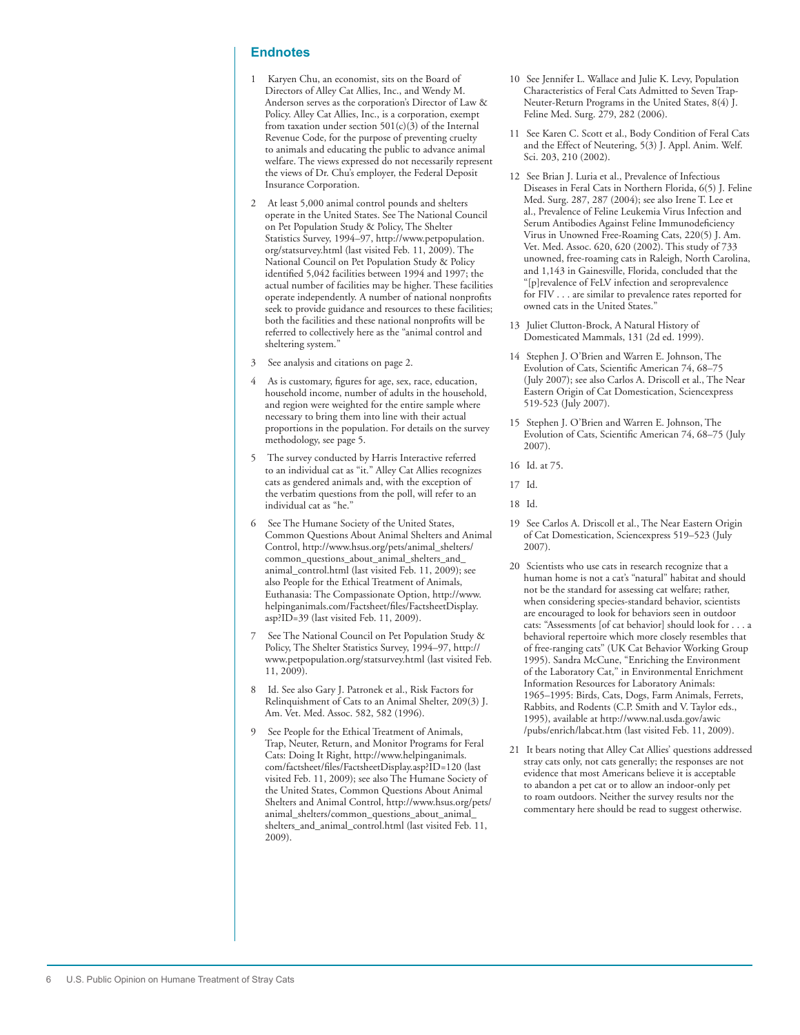## Endnotes

1 Karyen Chu, an economist, sits on the Board of Directors of Alley Cat Allies, Inc., and Wendy M. Anderson serves as the corporation's Director of Law & Policy. Alley Cat Allies, Inc., is a corporation, exempt from taxation under section 501(c)(3) of the Internal Revenue Code, for the purpose of preventing cruelty to animals and educating the public to advance animal welfare. The views expressed do not necessarily represent the views of Dr. Chu's employer, the Federal Deposit Insurance Corporation.

2 At least 5,000 animal control pounds and shelters operate in the United States. See The National Council on Pet Population Study & Policy, The Shelter Statistics Survey, 1994–97, http://www.petpopulation.org/statsurvey.html (last visited Feb. 11, 2009). The National Council on Pet Population Study & Policy identified 5,042 facilities between 1994 and 1997; the actual number of facilities may be higher. These facilities operate independently. A number of national nonprofits seek to provide guidance and resources to these facilities; both the facilities and these national nonprofits will be referred to collectively here as the "animal control and sheltering system."

3 See analysis and citations on page 2.

4 As is customary, figures for age, sex, race, education, household income, number of adults in the household, and region were weighted for the entire sample where necessary to bring them into line with their actual proportions in the population. For details on the survey methodology, see page 5.

5 The survey conducted by Harris Interactive referred to an individual cat as "it." Alley Cat Allies recognizes cats as gendered animals and, with the exception of the verbatim questions from the poll, will refer to an individual cat as "he."

6 See The Humane Society of the United States, Common Questions About Animal Shelters and Animal Control, http://www.hsus.org/pets/animal_shelters/common_questions_about_animal_shelters_and_animal_control.html (last visited Feb. 11, 2009); see also People for the Ethical Treatment of Animals, Euthanasia: The Compassionate Option, http://www.helpinganimals.com/Factsheet/files/FactsheetDisplay.asp?ID=39 (last visited Feb. 11, 2009).

7 See The National Council on Pet Population Study & Policy, The Shelter Statistics Survey, 1994–97, http://www.petpopulation.org/statsurvey.html (last visited Feb. 11, 2009).

8 Id. See also Gary J. Patronek et al., Risk Factors for Relinquishment of Cats to an Animal Shelter, 209(3) J. Am. Vet. Med. Assoc. 582, 582 (1996).

9 See People for the Ethical Treatment of Animals, Trap, Neuter, Return, and Monitor Programs for Feral Cats: Doing It Right, http://www.helpinganimals.com/factsheet/files/FactsheetDisplay.asp?ID=120 (last visited Feb. 11, 2009); see also The Humane Society of the United States, Common Questions About Animal Shelters and Animal Control, http://www.hsus.org/pets/animal_shelters/common_questions_about_animal_shelters_and_animal_control.html (last visited Feb. 11, 2009).

10 See Jennifer L. Wallace and Julie K. Levy, Population Characteristics of Feral Cats Admitted to Seven Trap-Neuter-Return Programs in the United States, 8(4) J. Feline Med. Surg. 279, 282 (2006).

11 See Karen C. Scott et al., Body Condition of Feral Cats and the Effect of Neutering, 5(3) J. Appl. Anim. Welf. Sci. 203, 210 (2002).

12 See Brian J. Luria et al., Prevalence of Infectious Diseases in Feral Cats in Northern Florida, 6(5) J. Feline Med. Surg. 287, 287 (2004); see also Irene T. Lee et al., Prevalence of Feline Leukemia Virus Infection and Serum Antibodies Against Feline Immunodeficiency Virus in Unowned Free-Roaming Cats, 220(5) J. Am. Vet. Med. Assoc. 620, 620 (2002). This study of 733 unowned, free-roaming cats in Raleigh, North Carolina, and 1,143 in Gainesville, Florida, concluded that the "[p]revalence of FeLV infection and seroprevalence for FIV . . . are similar to prevalence rates reported for owned cats in the United States."

13 Juliet Clutton-Brock, A Natural History of Domesticated Mammals, 131 (2d ed. 1999).

14 Stephen J. O'Brien and Warren E. Johnson, The Evolution of Cats, Scientific American 74, 68–75 (July 2007); see also Carlos A. Driscoll et al., The Near Eastern Origin of Cat Domestication, Sciencexpress 519-523 (July 2007).

15 Stephen J. O'Brien and Warren E. Johnson, The Evolution of Cats, Scientific American 74, 68–75 (July 2007).

16 Id. at 75.

17 Id.

18 Id.

19 See Carlos A. Driscoll et al., The Near Eastern Origin of Cat Domestication, Sciencexpress 519–523 (July 2007).

20 Scientists who use cats in research recognize that a human home is not a cat's "natural" habitat and should not be the standard for assessing cat welfare; rather, when considering species-standard behavior, scientists are encouraged to look for behaviors seen in outdoor cats: "Assessments [of cat behavior] should look for . . . a behavioral repertoire which more closely resembles that of free-ranging cats" (UK Cat Behavior Working Group 1995). Sandra McCune, "Enriching the Environment of the Laboratory Cat," in Environmental Enrichment Information Resources for Laboratory Animals: 1965–1995: Birds, Cats, Dogs, Farm Animals, Ferrets, Rabbits, and Rodents (C.P. Smith and V. Taylor eds., 1995), available at http://www.nal.usda.gov/awic/pubs/enrich/labcat.htm (last visited Feb. 11, 2009).

21 It bears noting that Alley Cat Allies' questions addressed stray cats only, not cats generally; the responses are not evidence that most Americans believe it is acceptable to abandon a pet cat or to allow an indoor-only pet to roam outdoors. Neither the survey results nor the commentary here should be read to suggest otherwise.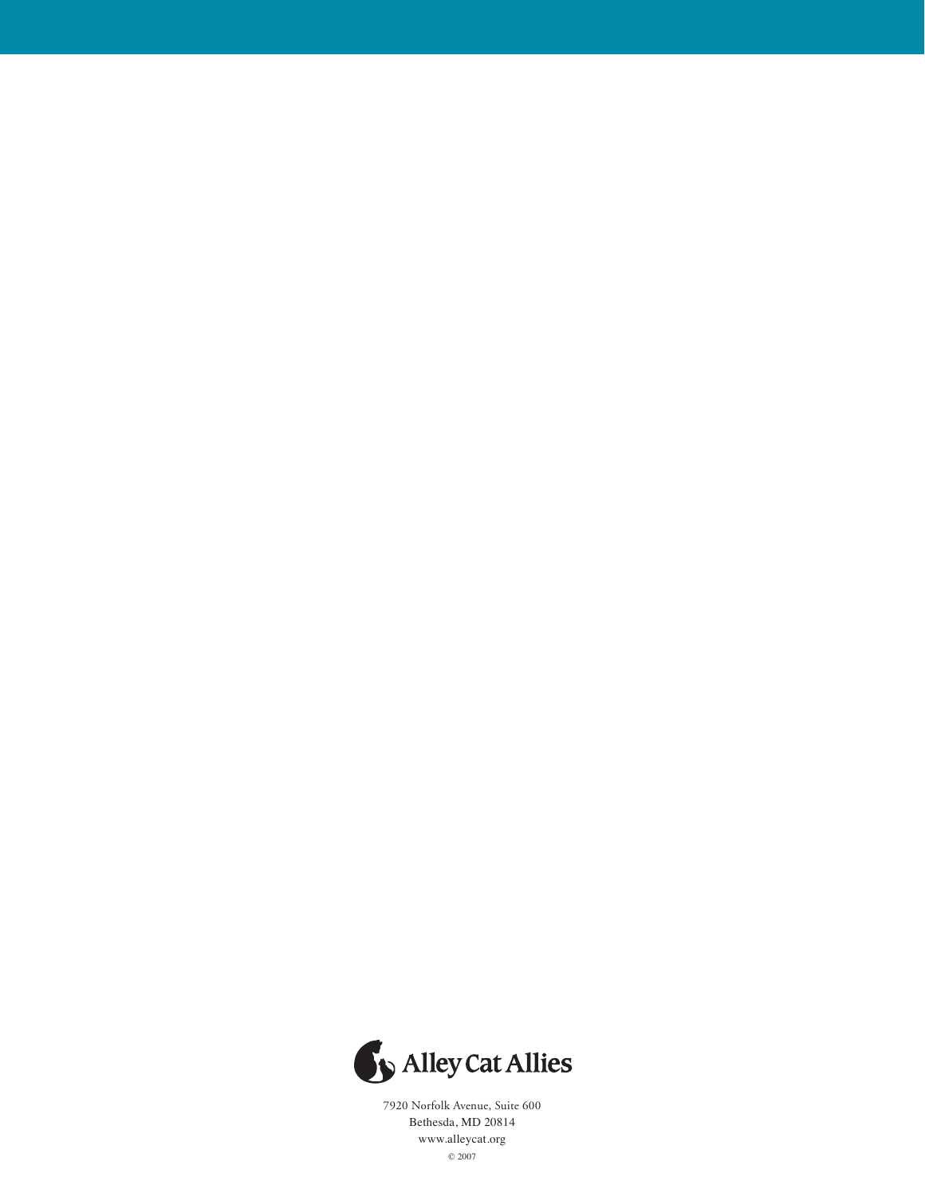Alley Cat Allies

7920 Norfolk Avenue, Suite 600
Bethesda, MD 20814
www.alleycat.org
© 2007